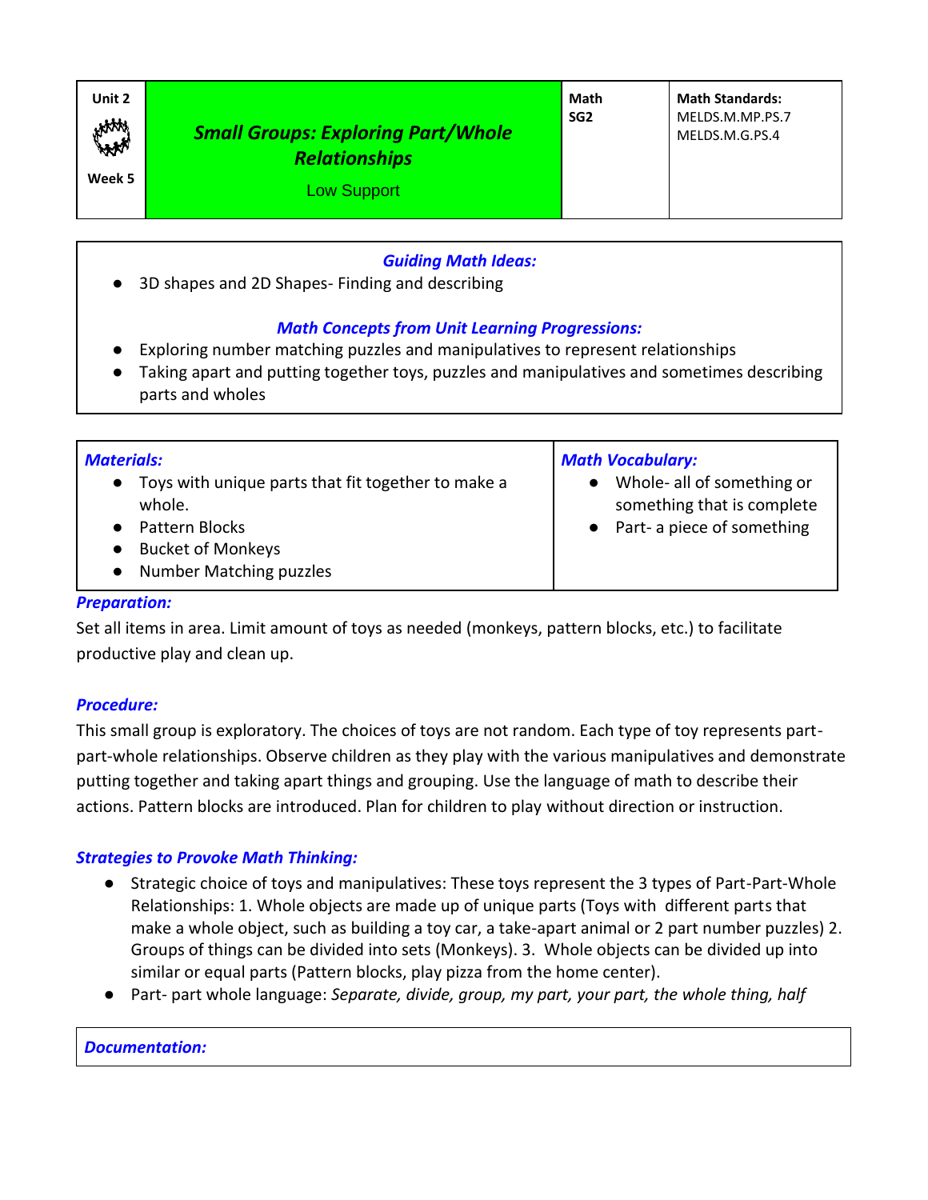| Unit 2<br><br>Week 5 | ***Small Groups: Exploring Part/Whole Relationships***<br>Low Support | **Math SG2** | **Math Standards:**<br>MELDS.M.MP.PS.7<br>MELDS.M.G.PS.4 |
|---|---|---|---|

***Guiding Math Ideas:***

- 3D shapes and 2D Shapes- Finding and describing

***Math Concepts from Unit Learning Progressions:***

- Exploring number matching puzzles and manipulatives to represent relationships
- Taking apart and putting together toys, puzzles and manipulatives and sometimes describing parts and wholes

| ***Materials:*** | ***Math Vocabulary:*** |
|---|---|
| • Toys with unique parts that fit together to make a whole.<br>• Pattern Blocks<br>• Bucket of Monkeys<br>• Number Matching puzzles | • Whole- all of something or something that is complete<br>• Part- a piece of something |

***Preparation:***

Set all items in area. Limit amount of toys as needed (monkeys, pattern blocks, etc.) to facilitate productive play and clean up.

***Procedure:***

This small group is exploratory. The choices of toys are not random. Each type of toy represents part-part-whole relationships. Observe children as they play with the various manipulatives and demonstrate putting together and taking apart things and grouping. Use the language of math to describe their actions. Pattern blocks are introduced. Plan for children to play without direction or instruction.

***Strategies to Provoke Math Thinking:***

- Strategic choice of toys and manipulatives: These toys represent the 3 types of Part-Part-Whole Relationships: 1. Whole objects are made up of unique parts (Toys with different parts that make a whole object, such as building a toy car, a take-apart animal or 2 part number puzzles) 2. Groups of things can be divided into sets (Monkeys). 3. Whole objects can be divided up into similar or equal parts (Pattern blocks, play pizza from the home center).
- Part- part whole language: *Separate, divide, group, my part, your part, the whole thing, half*

***Documentation:***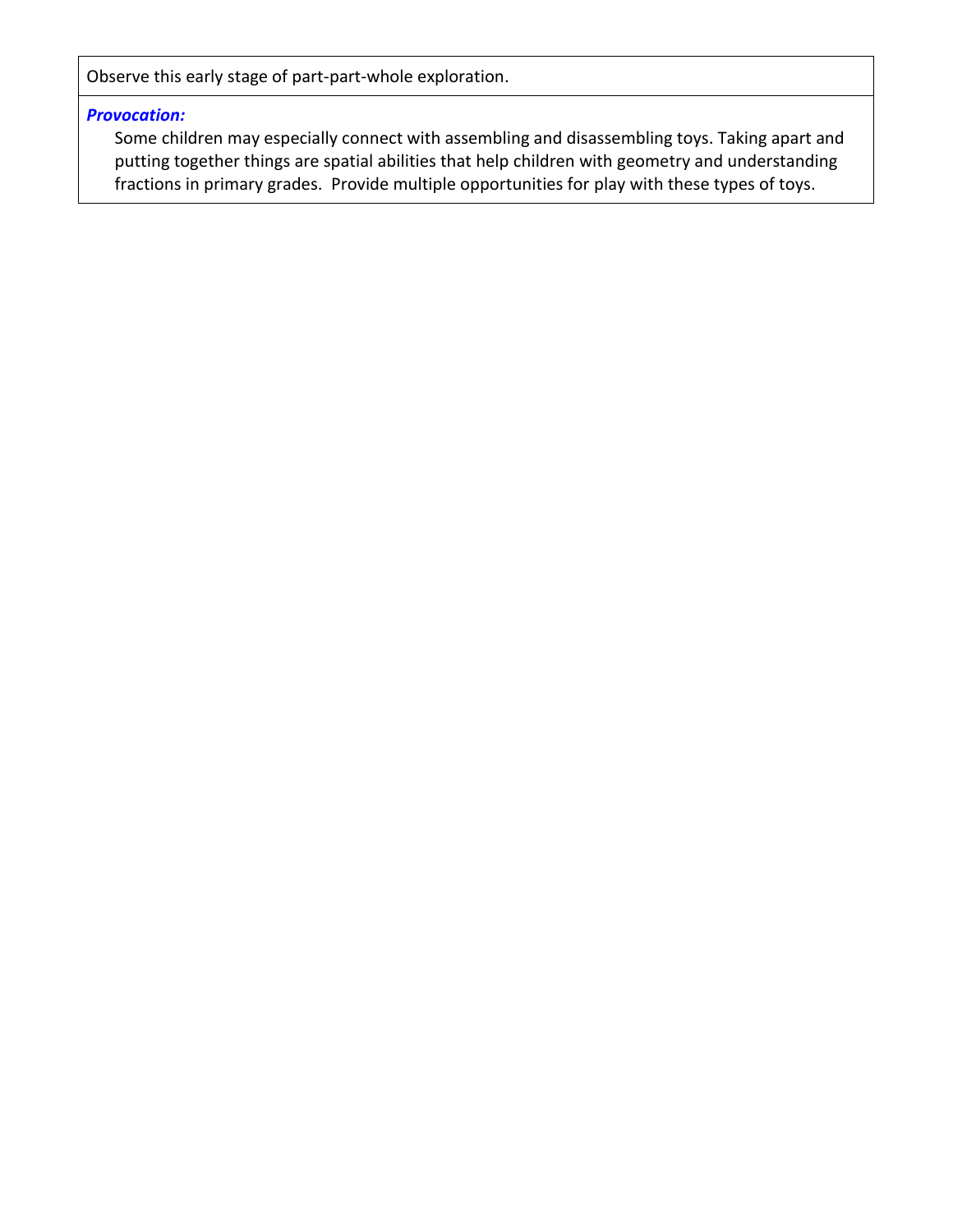Observe this early stage of part-part-whole exploration.

***Provocation:***

Some children may especially connect with assembling and disassembling toys. Taking apart and putting together things are spatial abilities that help children with geometry and understanding fractions in primary grades. Provide multiple opportunities for play with these types of toys.